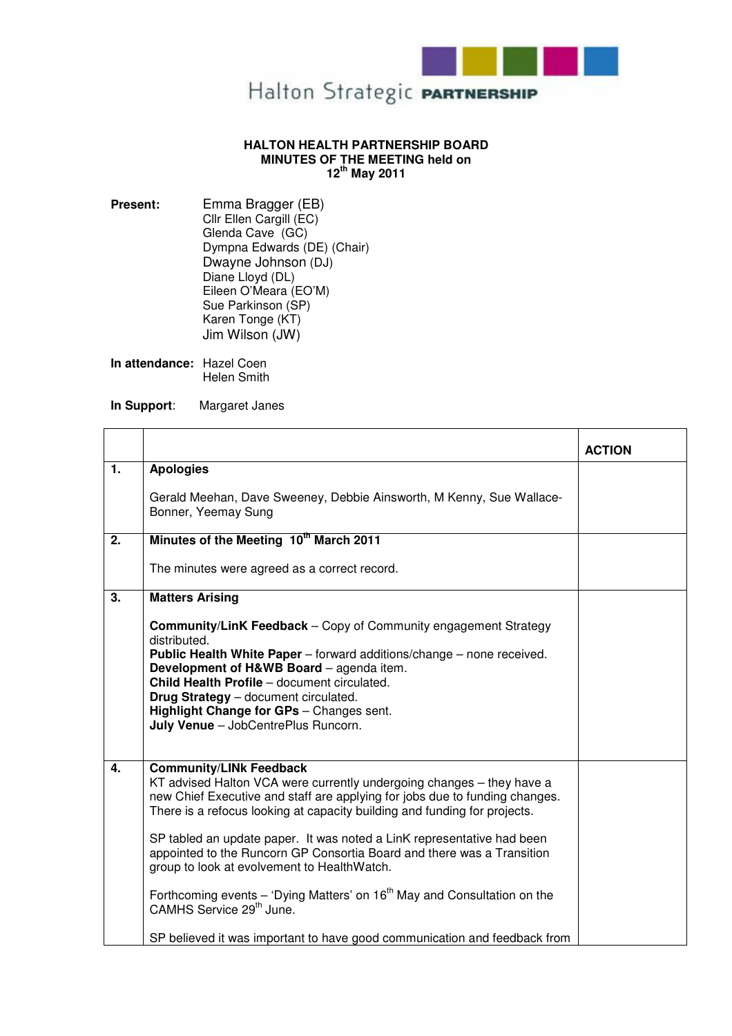Halton Strategic **PARTNERSHIP**

**HALTON HEALTH PARTNERSHIP BOARD**
**MINUTES OF THE MEETING held on**
**12th May 2011**

**Present:**
Emma Bragger (EB)
Cllr Ellen Cargill (EC)
Glenda Cave (GC)
Dympna Edwards (DE) (Chair)
Dwayne Johnson (DJ)
Diane Lloyd (DL)
Eileen O'Meara (EO'M)
Sue Parkinson (SP)
Karen Tonge (KT)
Jim Wilson (JW)

**In attendance:**
Hazel Coen
Helen Smith

**In Support**: Margaret Janes

| | | **ACTION** |
|---|---|---|
| **1.** | **Apologies**<br><br>Gerald Meehan, Dave Sweeney, Debbie Ainsworth, M Kenny, Sue Wallace-Bonner, Yeemay Sung | |
| **2.** | **Minutes of the Meeting 10th March 2011**<br><br>The minutes were agreed as a correct record. | |
| **3.** | **Matters Arising**<br><br>**Community/LinK Feedback** – Copy of Community engagement Strategy distributed.<br>**Public Health White Paper** – forward additions/change – none received.<br>**Development of H&WB Board** – agenda item.<br>**Child Health Profile** – document circulated.<br>**Drug Strategy** – document circulated.<br>**Highlight Change for GPs** – Changes sent.<br>**July Venue** – JobCentrePlus Runcorn. | |
| **4.** | **Community/LINk Feedback**<br>KT advised Halton VCA were currently undergoing changes – they have a new Chief Executive and staff are applying for jobs due to funding changes. There is a refocus looking at capacity building and funding for projects.<br><br>SP tabled an update paper. It was noted a LinK representative had been appointed to the Runcorn GP Consortia Board and there was a Transition group to look at evolvement to HealthWatch.<br><br>Forthcoming events – 'Dying Matters' on 16th May and Consultation on the CAMHS Service 29th June.<br><br>SP believed it was important to have good communication and feedback from | |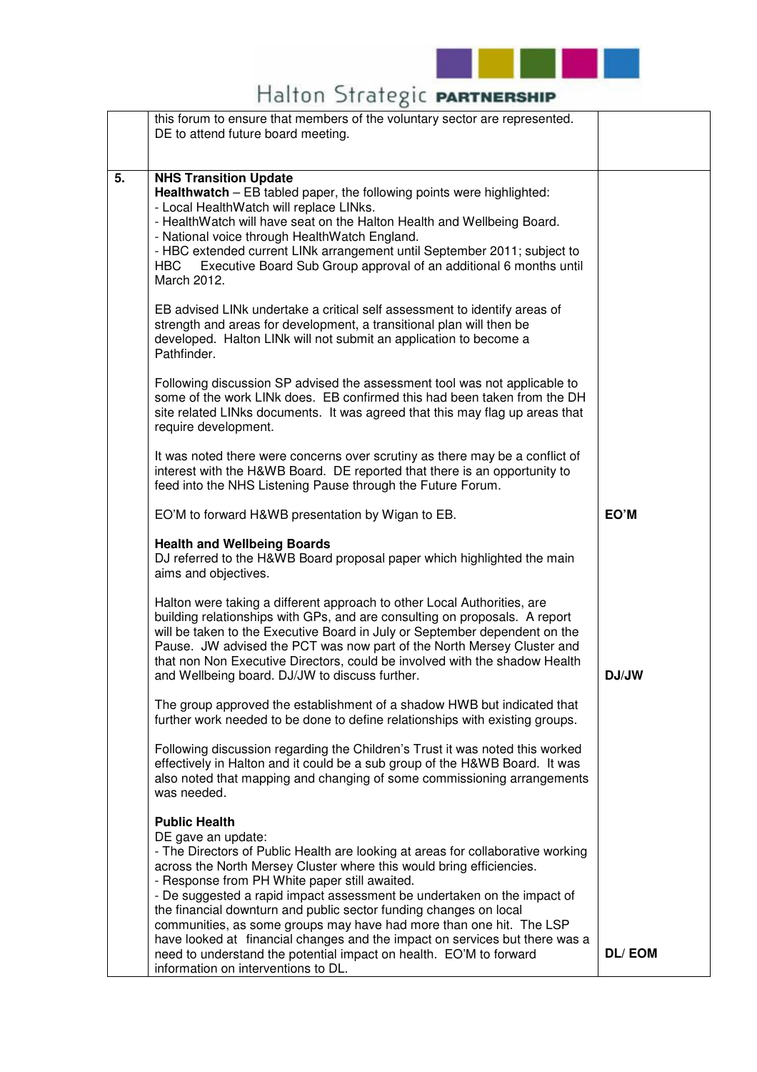| | | |
|---|---|---|
| | this forum to ensure that members of the voluntary sector are represented. DE to attend future board meeting. | |
| **5.** | **NHS Transition Update**<br>**Healthwatch** – EB tabled paper, the following points were highlighted:<br>- Local HealthWatch will replace LINks.<br>- HealthWatch will have seat on the Halton Health and Wellbeing Board.<br>- National voice through HealthWatch England.<br>- HBC extended current LINk arrangement until September 2011; subject to HBC Executive Board Sub Group approval of an additional 6 months until March 2012.<br><br>EB advised LINk undertake a critical self assessment to identify areas of strength and areas for development, a transitional plan will then be developed. Halton LINk will not submit an application to become a Pathfinder.<br><br>Following discussion SP advised the assessment tool was not applicable to some of the work LINk does. EB confirmed this had been taken from the DH site related LINks documents. It was agreed that this may flag up areas that require development.<br><br>It was noted there were concerns over scrutiny as there may be a conflict of interest with the H&WB Board. DE reported that there is an opportunity to feed into the NHS Listening Pause through the Future Forum.<br><br>EO'M to forward H&WB presentation by Wigan to EB. | **EO'M** |
| | **Health and Wellbeing Boards**<br>DJ referred to the H&WB Board proposal paper which highlighted the main aims and objectives.<br><br>Halton were taking a different approach to other Local Authorities, are building relationships with GPs, and are consulting on proposals. A report will be taken to the Executive Board in July or September dependent on the Pause. JW advised the PCT was now part of the North Mersey Cluster and that non Non Executive Directors, could be involved with the shadow Health and Wellbeing board. DJ/JW to discuss further. | **DJ/JW** |
| | The group approved the establishment of a shadow HWB but indicated that further work needed to be done to define relationships with existing groups.<br><br>Following discussion regarding the Children's Trust it was noted this worked effectively in Halton and it could be a sub group of the H&WB Board. It was also noted that mapping and changing of some commissioning arrangements was needed. | |
| | **Public Health**<br>DE gave an update:<br>- The Directors of Public Health are looking at areas for collaborative working across the North Mersey Cluster where this would bring efficiencies.<br>- Response from PH White paper still awaited.<br>- De suggested a rapid impact assessment be undertaken on the impact of the financial downturn and public sector funding changes on local communities, as some groups may have had more than one hit. The LSP have looked at financial changes and the impact on services but there was a need to understand the potential impact on health. EO'M to forward information on interventions to DL. | **DL/ EOM** |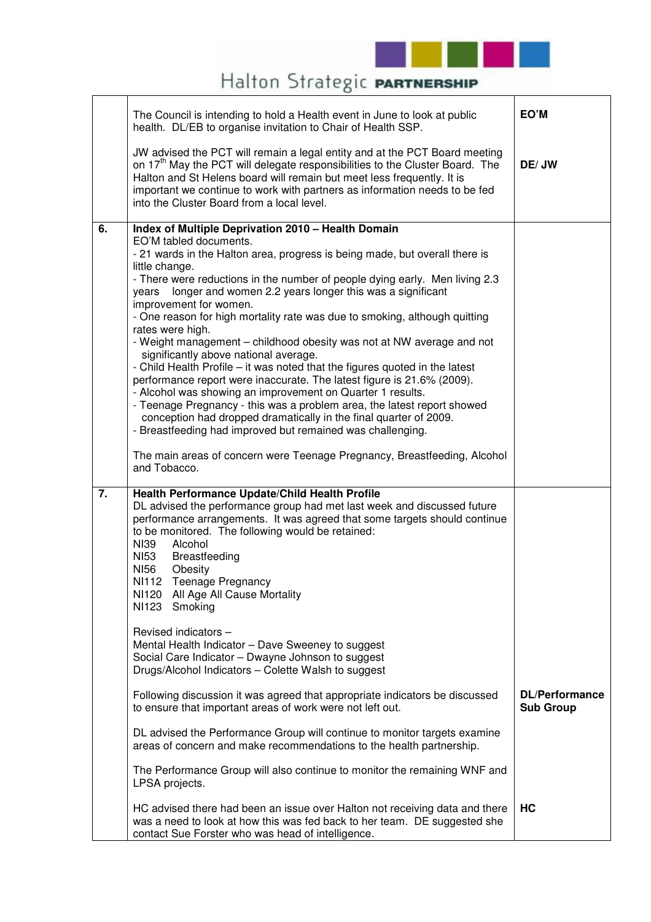| | | |
|---|---|---|
| | The Council is intending to hold a Health event in June to look at public health. DL/EB to organise invitation to Chair of Health SSP.<br><br>JW advised the PCT will remain a legal entity and at the PCT Board meeting on 17th May the PCT will delegate responsibilities to the Cluster Board. The Halton and St Helens board will remain but meet less frequently. It is important we continue to work with partners as information needs to be fed into the Cluster Board from a local level. | **EO'M**<br><br>**DE/ JW** |
| **6.** | **Index of Multiple Deprivation 2010 – Health Domain**<br>EO'M tabled documents.<br>- 21 wards in the Halton area, progress is being made, but overall there is little change.<br>- There were reductions in the number of people dying early. Men living 2.3 years longer and women 2.2 years longer this was a significant improvement for women.<br>- One reason for high mortality rate was due to smoking, although quitting rates were high.<br>- Weight management – childhood obesity was not at NW average and not significantly above national average.<br>- Child Health Profile – it was noted that the figures quoted in the latest performance report were inaccurate. The latest figure is 21.6% (2009).<br>- Alcohol was showing an improvement on Quarter 1 results.<br>- Teenage Pregnancy - this was a problem area, the latest report showed conception had dropped dramatically in the final quarter of 2009.<br>- Breastfeeding had improved but remained was challenging.<br><br>The main areas of concern were Teenage Pregnancy, Breastfeeding, Alcohol and Tobacco. | |
| **7.** | **Health Performance Update/Child Health Profile**<br>DL advised the performance group had met last week and discussed future performance arrangements. It was agreed that some targets should continue to be monitored. The following would be retained:<br>NI39 Alcohol<br>NI53 Breastfeeding<br>NI56 Obesity<br>NI112 Teenage Pregnancy<br>NI120 All Age All Cause Mortality<br>NI123 Smoking<br><br>Revised indicators –<br>Mental Health Indicator – Dave Sweeney to suggest<br>Social Care Indicator – Dwayne Johnson to suggest<br>Drugs/Alcohol Indicators – Colette Walsh to suggest<br><br>Following discussion it was agreed that appropriate indicators be discussed to ensure that important areas of work were not left out.<br><br>DL advised the Performance Group will continue to monitor targets examine areas of concern and make recommendations to the health partnership.<br><br>The Performance Group will also continue to monitor the remaining WNF and LPSA projects.<br><br>HC advised there had been an issue over Halton not receiving data and there was a need to look at how this was fed back to her team. DE suggested she contact Sue Forster who was head of intelligence. | <br><br><br><br><br><br><br><br><br><br><br><br><br><br>**DL/Performance Sub Group**<br><br><br><br><br><br>**HC** |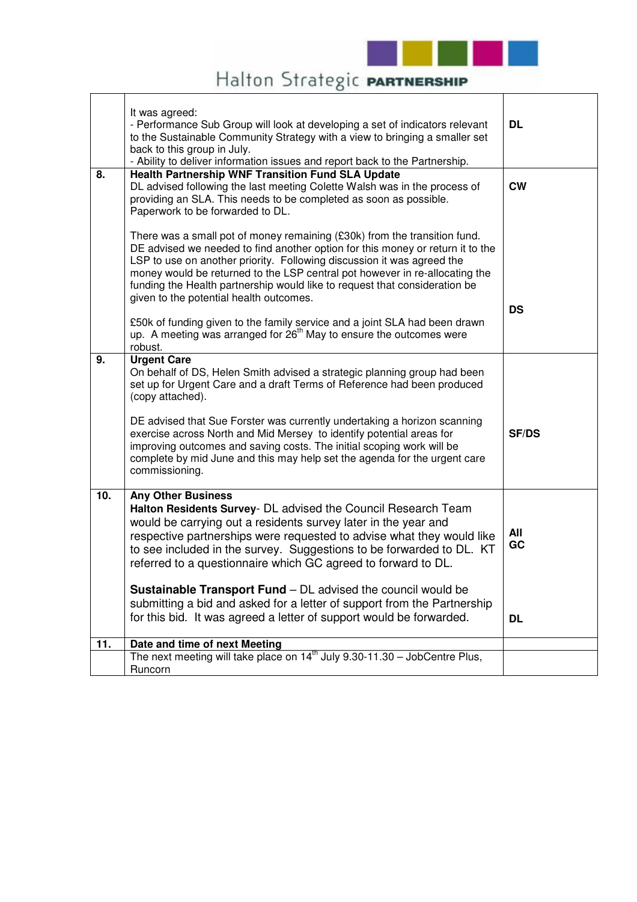| | | |
|---|---|---|
| | It was agreed:<br>- Performance Sub Group will look at developing a set of indicators relevant to the Sustainable Community Strategy with a view to bringing a smaller set back to this group in July.<br>- Ability to deliver information issues and report back to the Partnership. | **DL** |
| **8.** | **Health Partnership WNF Transition Fund SLA Update**<br>DL advised following the last meeting Colette Walsh was in the process of providing an SLA. This needs to be completed as soon as possible. Paperwork to be forwarded to DL.<br><br>There was a small pot of money remaining (£30k) from the transition fund. DE advised we needed to find another option for this money or return it to the LSP to use on another priority. Following discussion it was agreed the money would be returned to the LSP central pot however in re-allocating the funding the Health partnership would like to request that consideration be given to the potential health outcomes.<br><br>£50k of funding given to the family service and a joint SLA had been drawn up. A meeting was arranged for 26th May to ensure the outcomes were robust. | **CW**<br><br><br><br><br><br><br>**DS** |
| **9.** | **Urgent Care**<br>On behalf of DS, Helen Smith advised a strategic planning group had been set up for Urgent Care and a draft Terms of Reference had been produced (copy attached).<br><br>DE advised that Sue Forster was currently undertaking a horizon scanning exercise across North and Mid Mersey to identify potential areas for improving outcomes and saving costs. The initial scoping work will be complete by mid June and this may help set the agenda for the urgent care commissioning. | **SF/DS** |
| **10.** | **Any Other Business**<br>**Halton Residents Survey**- DL advised the Council Research Team would be carrying out a residents survey later in the year and respective partnerships were requested to advise what they would like to see included in the survey. Suggestions to be forwarded to DL. KT referred to a questionnaire which GC agreed to forward to DL.<br><br>**Sustainable Transport Fund** – DL advised the council would be submitting a bid and asked for a letter of support from the Partnership for this bid. It was agreed a letter of support would be forwarded. | **All**<br>**GC**<br><br><br><br>**DL** |
| **11.** | **Date and time of next Meeting** | |
| | The next meeting will take place on 14th July 9.30-11.30 – JobCentre Plus, Runcorn | |